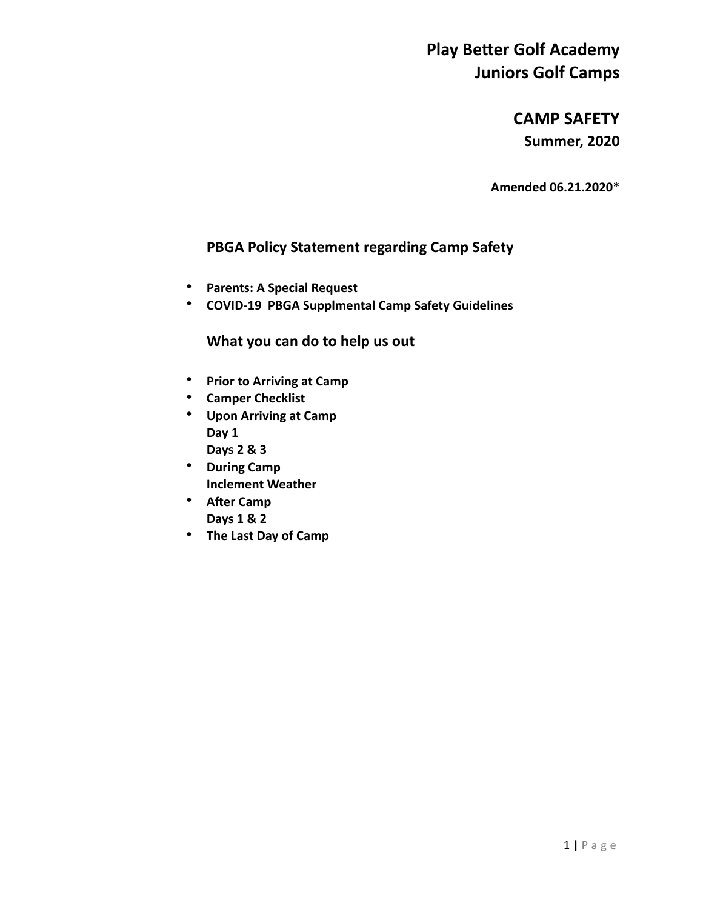# Play Better Golf Academy
# Juniors Golf Camps

## CAMP SAFETY

### Summer, 2020

**Amended 06.21.2020***

## PBGA Policy Statement regarding Camp Safety

- **Parents: A Special Request**
- **COVID-19 PBGA Supplmental Camp Safety Guidelines**

## What you can do to help us out

- **Prior to Arriving at Camp**
- **Camper Checklist**
- **Upon Arriving at Camp**
  **Day 1**
  **Days 2 & 3**
- **During Camp**
  **Inclement Weather**
- **After Camp**
  **Days 1 & 2**
- **The Last Day of Camp**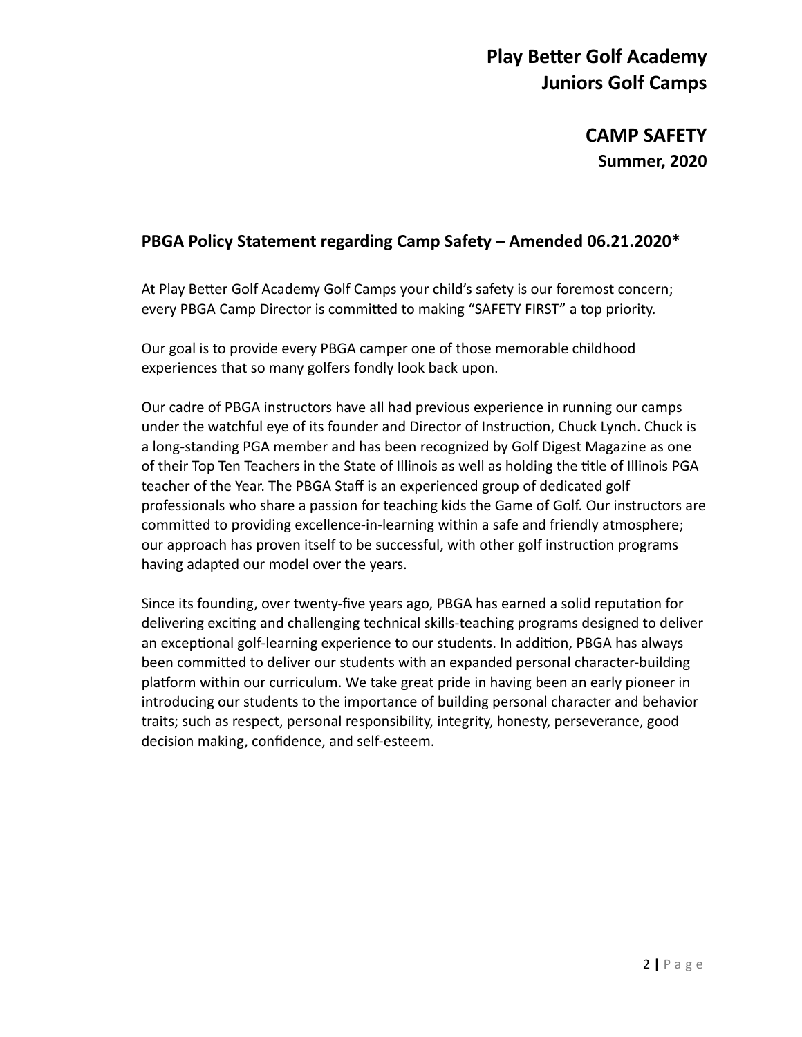# Play Better Golf Academy
# Juniors Golf Camps

## CAMP SAFETY
### Summer, 2020

### PBGA Policy Statement regarding Camp Safety – Amended 06.21.2020*

At Play Better Golf Academy Golf Camps your child's safety is our foremost concern; every PBGA Camp Director is committed to making "SAFETY FIRST" a top priority.

Our goal is to provide every PBGA camper one of those memorable childhood experiences that so many golfers fondly look back upon.

Our cadre of PBGA instructors have all had previous experience in running our camps under the watchful eye of its founder and Director of Instruction, Chuck Lynch. Chuck is a long-standing PGA member and has been recognized by Golf Digest Magazine as one of their Top Ten Teachers in the State of Illinois as well as holding the title of Illinois PGA teacher of the Year. The PBGA Staff is an experienced group of dedicated golf professionals who share a passion for teaching kids the Game of Golf. Our instructors are committed to providing excellence-in-learning within a safe and friendly atmosphere; our approach has proven itself to be successful, with other golf instruction programs having adapted our model over the years.

Since its founding, over twenty-five years ago, PBGA has earned a solid reputation for delivering exciting and challenging technical skills-teaching programs designed to deliver an exceptional golf-learning experience to our students. In addition, PBGA has always been committed to deliver our students with an expanded personal character-building platform within our curriculum. We take great pride in having been an early pioneer in introducing our students to the importance of building personal character and behavior traits; such as respect, personal responsibility, integrity, honesty, perseverance, good decision making, confidence, and self-esteem.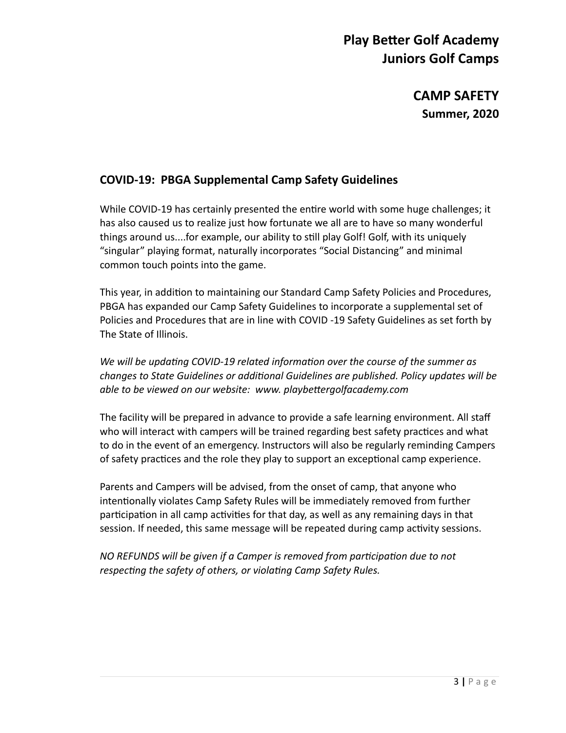# Play Better Golf Academy
# Juniors Golf Camps

## CAMP SAFETY
### Summer, 2020

### COVID-19: PBGA Supplemental Camp Safety Guidelines

While COVID-19 has certainly presented the entire world with some huge challenges; it has also caused us to realize just how fortunate we all are to have so many wonderful things around us....for example, our ability to still play Golf! Golf, with its uniquely "singular" playing format, naturally incorporates "Social Distancing" and minimal common touch points into the game.

This year, in addition to maintaining our Standard Camp Safety Policies and Procedures, PBGA has expanded our Camp Safety Guidelines to incorporate a supplemental set of Policies and Procedures that are in line with COVID -19 Safety Guidelines as set forth by The State of Illinois.

*We will be updating COVID-19 related information over the course of the summer as changes to State Guidelines or additional Guidelines are published. Policy updates will be able to be viewed on our website: www. playbettergolfacademy.com*

The facility will be prepared in advance to provide a safe learning environment. All staff who will interact with campers will be trained regarding best safety practices and what to do in the event of an emergency. Instructors will also be regularly reminding Campers of safety practices and the role they play to support an exceptional camp experience.

Parents and Campers will be advised, from the onset of camp, that anyone who intentionally violates Camp Safety Rules will be immediately removed from further participation in all camp activities for that day, as well as any remaining days in that session. If needed, this same message will be repeated during camp activity sessions.

*NO REFUNDS will be given if a Camper is removed from participation due to not respecting the safety of others, or violating Camp Safety Rules.*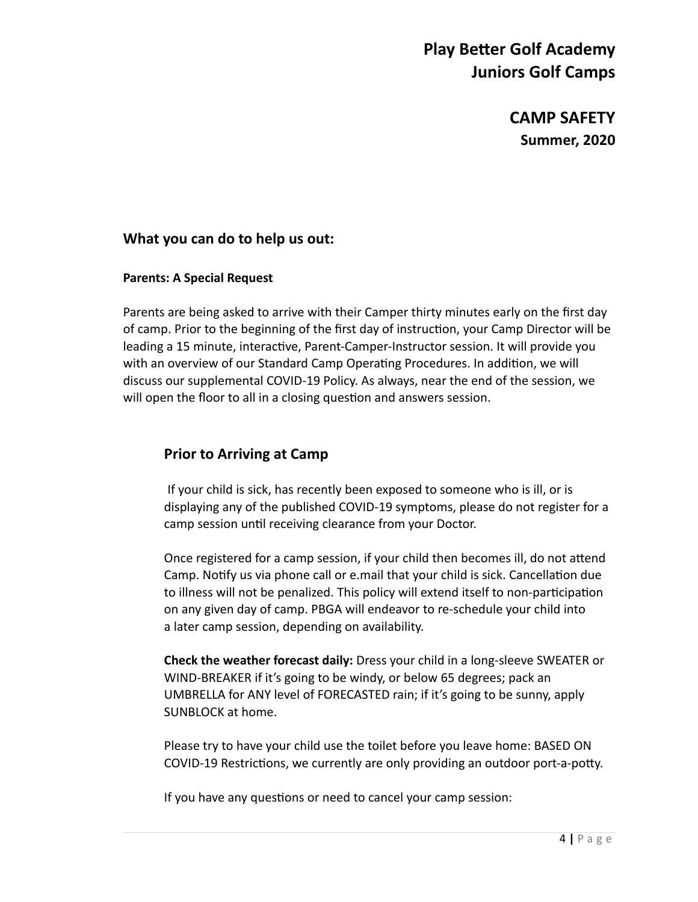# Play Better Golf Academy
# Juniors Golf Camps

## CAMP SAFETY
### Summer, 2020

## What you can do to help us out:

**Parents: A Special Request**

Parents are being asked to arrive with their Camper thirty minutes early on the first day of camp. Prior to the beginning of the first day of instruction, your Camp Director will be leading a 15 minute, interactive, Parent-Camper-Instructor session. It will provide you with an overview of our Standard Camp Operating Procedures. In addition, we will discuss our supplemental COVID-19 Policy. As always, near the end of the session, we will open the floor to all in a closing question and answers session.

## Prior to Arriving at Camp

If your child is sick, has recently been exposed to someone who is ill, or is displaying any of the published COVID-19 symptoms, please do not register for a camp session until receiving clearance from your Doctor.

Once registered for a camp session, if your child then becomes ill, do not attend Camp. Notify us via phone call or e.mail that your child is sick. Cancellation due to illness will not be penalized. This policy will extend itself to non-participation on any given day of camp. PBGA will endeavor to re-schedule your child into a later camp session, depending on availability.

**Check the weather forecast daily:** Dress your child in a long-sleeve SWEATER or WIND-BREAKER if it's going to be windy, or below 65 degrees; pack an UMBRELLA for ANY level of FORECASTED rain; if it's going to be sunny, apply SUNBLOCK at home.

Please try to have your child use the toilet before you leave home: BASED ON COVID-19 Restrictions, we currently are only providing an outdoor port-a-potty.

If you have any questions or need to cancel your camp session: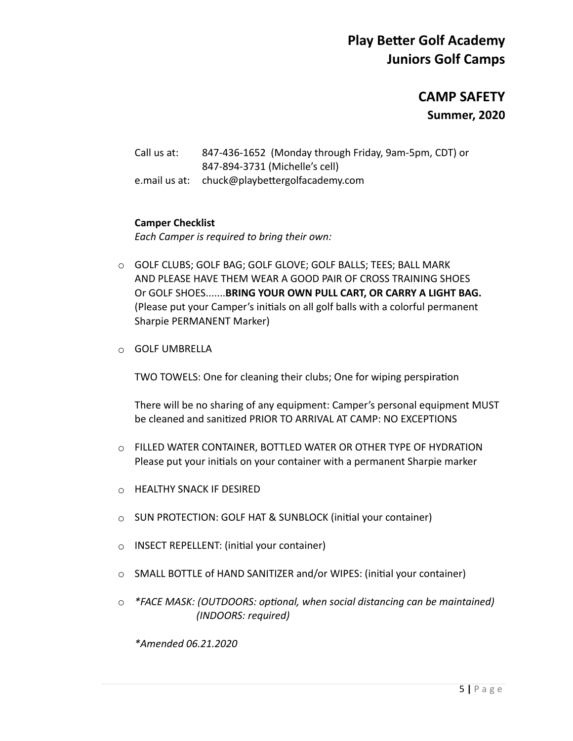# Play Better Golf Academy
# Juniors Golf Camps

## CAMP SAFETY
### Summer, 2020

Call us at: 847-436-1652 (Monday through Friday, 9am-5pm, CDT) or
847-894-3731 (Michelle's cell)
e.mail us at: chuck@playbettergolfacademy.com

**Camper Checklist**
*Each Camper is required to bring their own:*

- GOLF CLUBS; GOLF BAG; GOLF GLOVE; GOLF BALLS; TEES; BALL MARK AND PLEASE HAVE THEM WEAR A GOOD PAIR OF CROSS TRAINING SHOES Or GOLF SHOES.......**BRING YOUR OWN PULL CART, OR CARRY A LIGHT BAG.** (Please put your Camper's initials on all golf balls with a colorful permanent Sharpie PERMANENT Marker)
- GOLF UMBRELLA

  TWO TOWELS: One for cleaning their clubs; One for wiping perspiration

  There will be no sharing of any equipment: Camper's personal equipment MUST be cleaned and sanitized PRIOR TO ARRIVAL AT CAMP: NO EXCEPTIONS
- FILLED WATER CONTAINER, BOTTLED WATER OR OTHER TYPE OF HYDRATION Please put your initials on your container with a permanent Sharpie marker
- HEALTHY SNACK IF DESIRED
- SUN PROTECTION: GOLF HAT & SUNBLOCK (initial your container)
- INSECT REPELLENT: (initial your container)
- SMALL BOTTLE of HAND SANITIZER and/or WIPES: (initial your container)
- *\*FACE MASK: (OUTDOORS: optional, when social distancing can be maintained) (INDOORS: required)*

  *\*Amended 06.21.2020*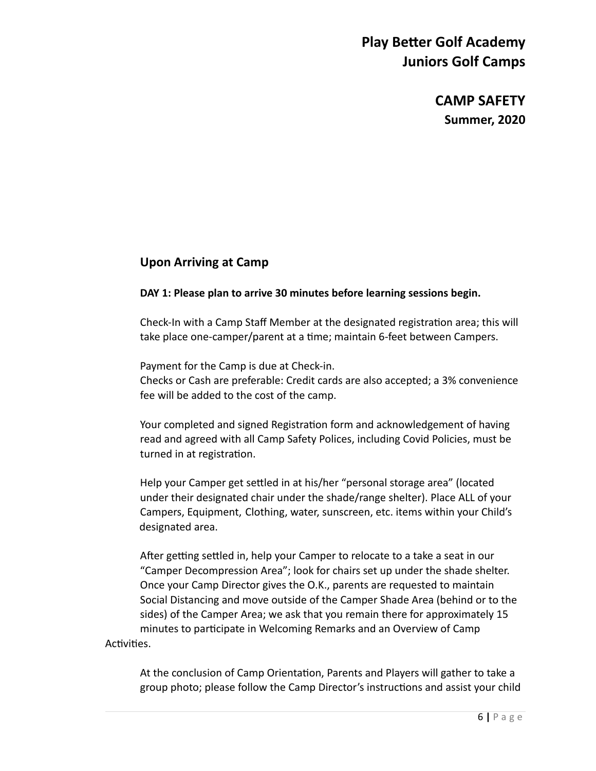# Play Better Golf Academy
# Juniors Golf Camps

## CAMP SAFETY
### Summer, 2020

## Upon Arriving at Camp

**DAY 1: Please plan to arrive 30 minutes before learning sessions begin.**

Check-In with a Camp Staff Member at the designated registration area; this will take place one-camper/parent at a time; maintain 6-feet between Campers.

Payment for the Camp is due at Check-in.
Checks or Cash are preferable: Credit cards are also accepted; a 3% convenience fee will be added to the cost of the camp.

Your completed and signed Registration form and acknowledgement of having read and agreed with all Camp Safety Polices, including Covid Policies, must be turned in at registration.

Help your Camper get settled in at his/her "personal storage area" (located under their designated chair under the shade/range shelter). Place ALL of your Campers, Equipment, Clothing, water, sunscreen, etc. items within your Child's designated area.

After getting settled in, help your Camper to relocate to a take a seat in our "Camper Decompression Area"; look for chairs set up under the shade shelter. Once your Camp Director gives the O.K., parents are requested to maintain Social Distancing and move outside of the Camper Shade Area (behind or to the sides) of the Camper Area; we ask that you remain there for approximately 15 minutes to participate in Welcoming Remarks and an Overview of Camp Activities.

At the conclusion of Camp Orientation, Parents and Players will gather to take a group photo; please follow the Camp Director's instructions and assist your child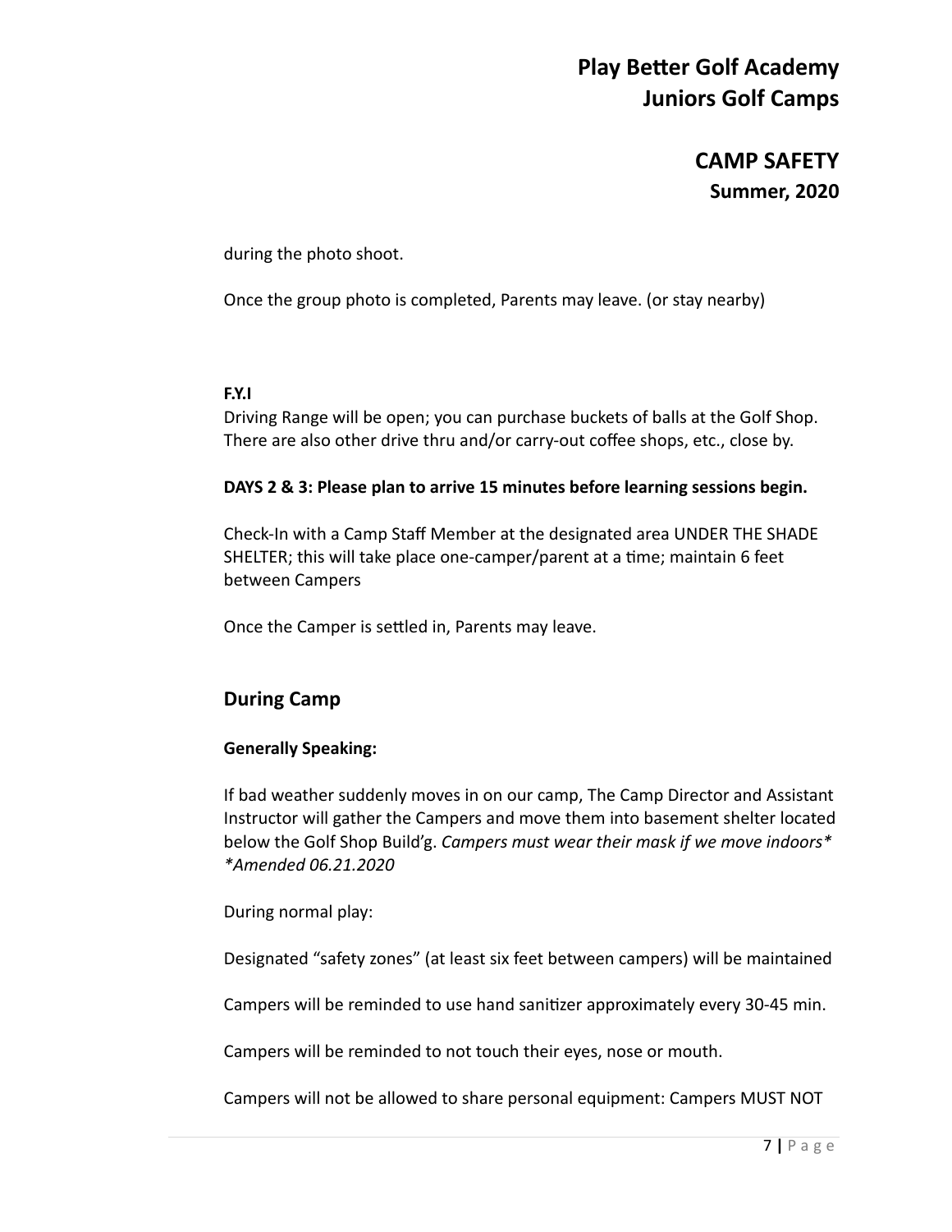during the photo shoot.

Once the group photo is completed, Parents may leave. (or stay nearby)

**F.Y.I**
Driving Range will be open; you can purchase buckets of balls at the Golf Shop. There are also other drive thru and/or carry-out coffee shops, etc., close by.

**DAYS 2 & 3: Please plan to arrive 15 minutes before learning sessions begin.**

Check-In with a Camp Staff Member at the designated area UNDER THE SHADE SHELTER; this will take place one-camper/parent at a time; maintain 6 feet between Campers

Once the Camper is settled in, Parents may leave.

## During Camp

**Generally Speaking:**

If bad weather suddenly moves in on our camp, The Camp Director and Assistant Instructor will gather the Campers and move them into basement shelter located below the Golf Shop Build'g. *Campers must wear their mask if we move indoors\**
*\*Amended 06.21.2020*

During normal play:

Designated "safety zones" (at least six feet between campers) will be maintained

Campers will be reminded to use hand sanitizer approximately every 30-45 min.

Campers will be reminded to not touch their eyes, nose or mouth.

Campers will not be allowed to share personal equipment: Campers MUST NOT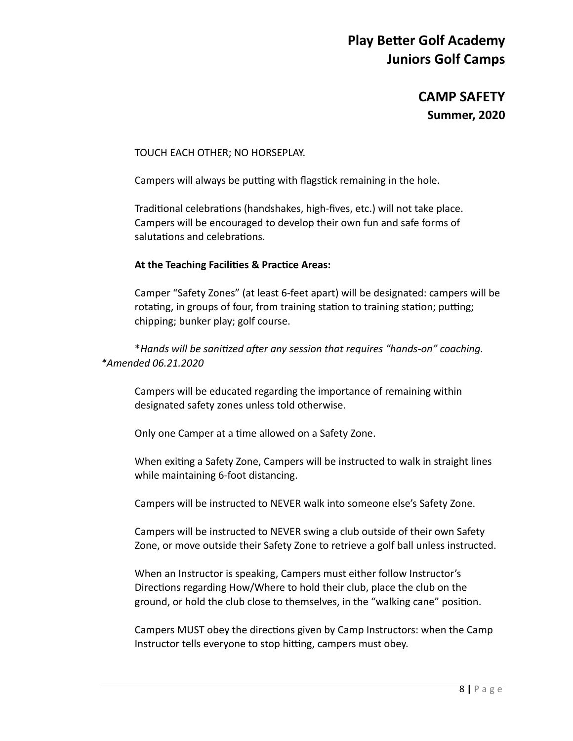TOUCH EACH OTHER; NO HORSEPLAY.

Campers will always be putting with flagstick remaining in the hole.

Traditional celebrations (handshakes, high-fives, etc.) will not take place. Campers will be encouraged to develop their own fun and safe forms of salutations and celebrations.

**At the Teaching Facilities & Practice Areas:**

Camper "Safety Zones" (at least 6-feet apart) will be designated: campers will be rotating, in groups of four, from training station to training station; putting; chipping; bunker play; golf course.

\**Hands will be sanitized after any session that requires "hands-on" coaching. \*Amended 06.21.2020*

Campers will be educated regarding the importance of remaining within designated safety zones unless told otherwise.

Only one Camper at a time allowed on a Safety Zone.

When exiting a Safety Zone, Campers will be instructed to walk in straight lines while maintaining 6-foot distancing.

Campers will be instructed to NEVER walk into someone else's Safety Zone.

Campers will be instructed to NEVER swing a club outside of their own Safety Zone, or move outside their Safety Zone to retrieve a golf ball unless instructed.

When an Instructor is speaking, Campers must either follow Instructor's Directions regarding How/Where to hold their club, place the club on the ground, or hold the club close to themselves, in the "walking cane" position.

Campers MUST obey the directions given by Camp Instructors: when the Camp Instructor tells everyone to stop hitting, campers must obey.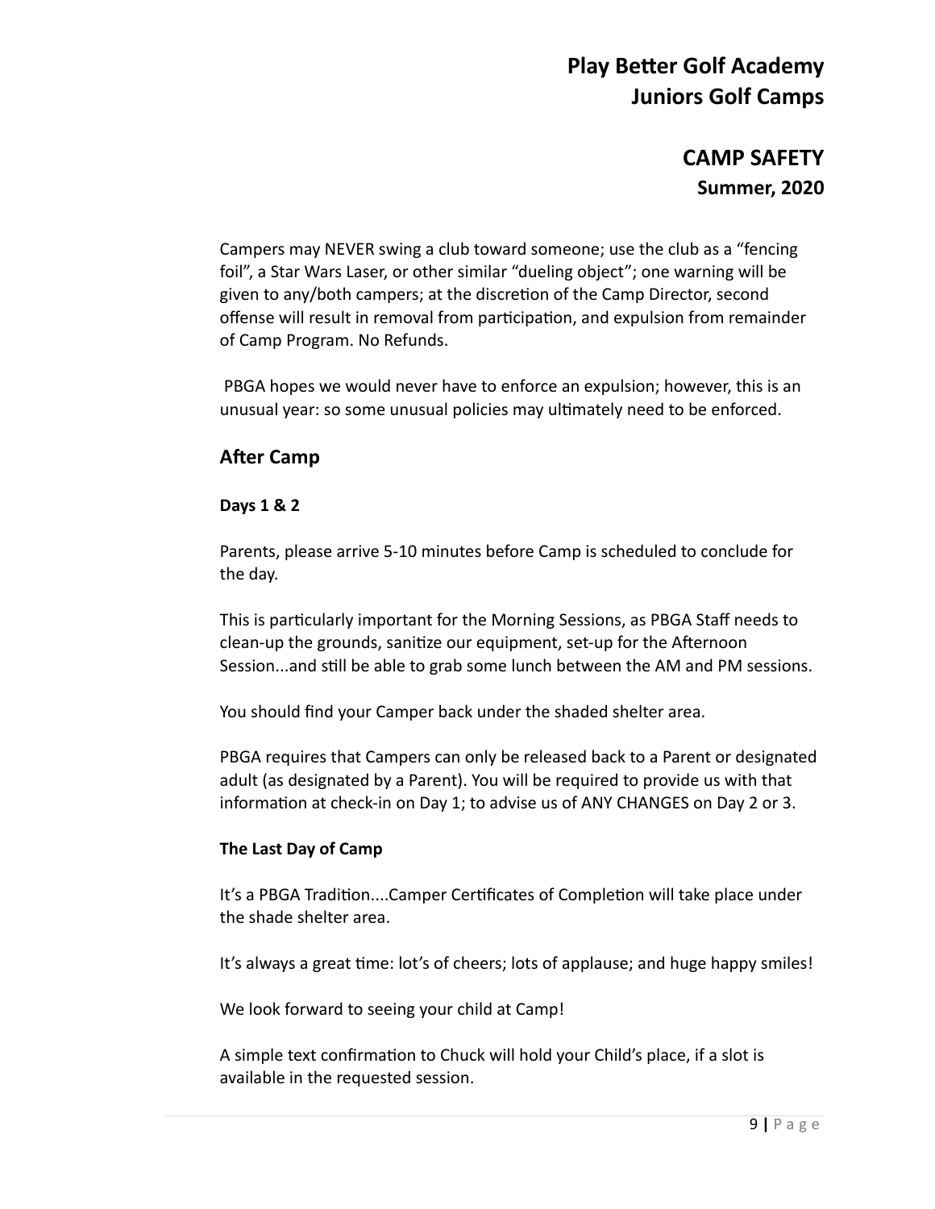# Play Better Golf Academy
# Juniors Golf Camps

## CAMP SAFETY
### Summer, 2020

Campers may NEVER swing a club toward someone; use the club as a "fencing foil", a Star Wars Laser, or other similar "dueling object"; one warning will be given to any/both campers; at the discretion of the Camp Director, second offense will result in removal from participation, and expulsion from remainder of Camp Program. No Refunds.

PBGA hopes we would never have to enforce an expulsion; however, this is an unusual year: so some unusual policies may ultimately need to be enforced.

## After Camp

**Days 1 & 2**

Parents, please arrive 5-10 minutes before Camp is scheduled to conclude for the day.

This is particularly important for the Morning Sessions, as PBGA Staff needs to clean-up the grounds, sanitize our equipment, set-up for the Afternoon Session...and still be able to grab some lunch between the AM and PM sessions.

You should find your Camper back under the shaded shelter area.

PBGA requires that Campers can only be released back to a Parent or designated adult (as designated by a Parent). You will be required to provide us with that information at check-in on Day 1; to advise us of ANY CHANGES on Day 2 or 3.

**The Last Day of Camp**

It's a PBGA Tradition....Camper Certificates of Completion will take place under the shade shelter area.

It's always a great time: lot's of cheers; lots of applause; and huge happy smiles!

We look forward to seeing your child at Camp!

A simple text confirmation to Chuck will hold your Child's place, if a slot is available in the requested session.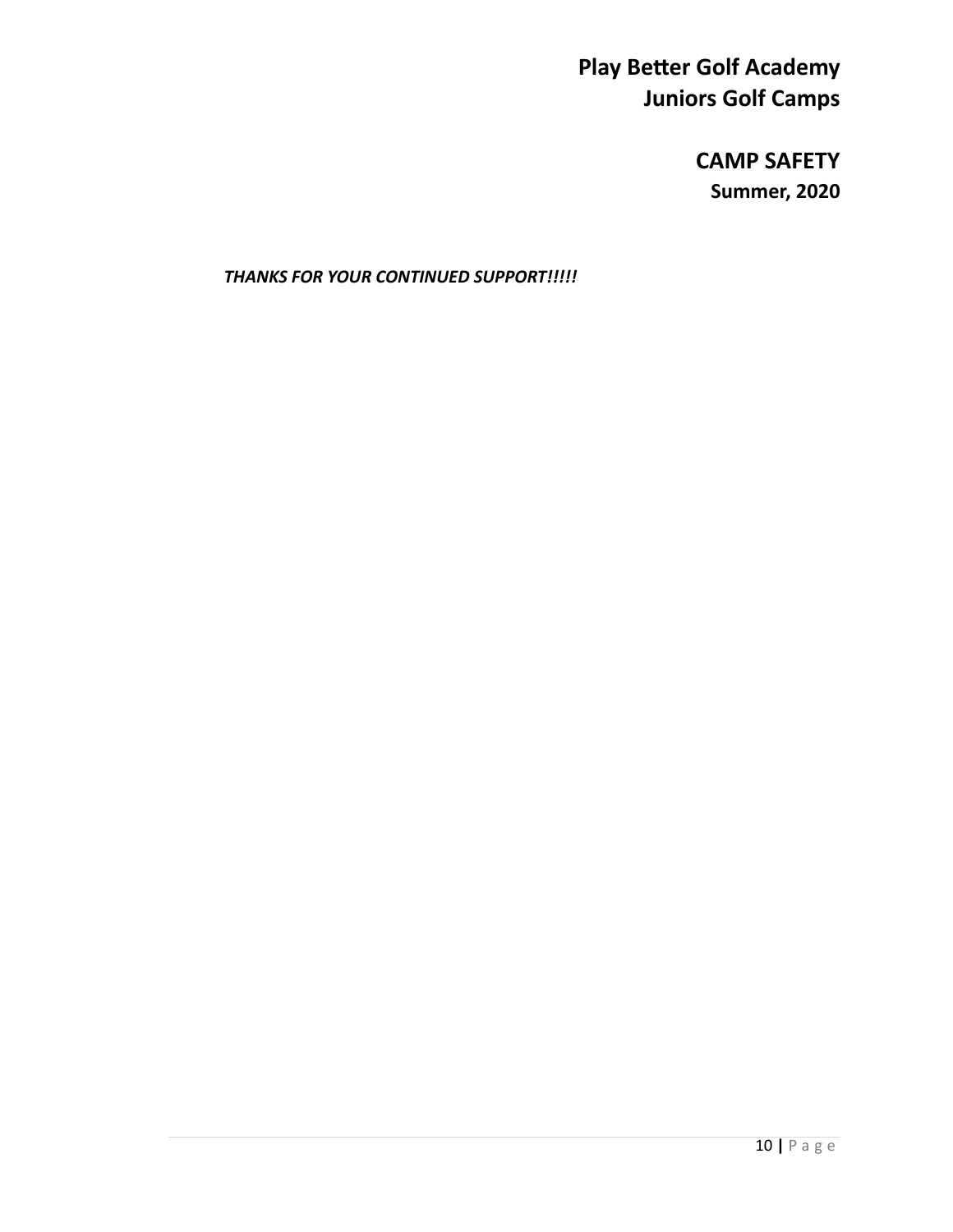***THANKS FOR YOUR CONTINUED SUPPORT!!!!!***